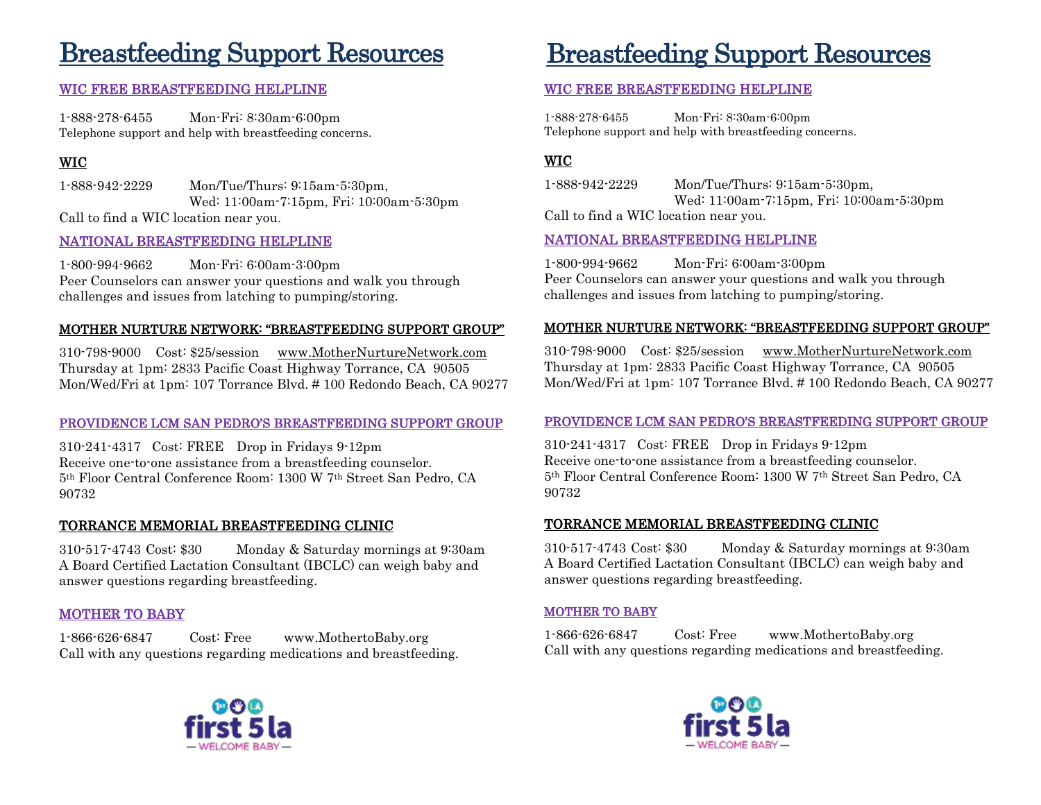# Breastfeeding Support Resources

### WIC FREE BREASTFEEDING HELPLINE

1-888-278-6455    Mon-Fri: 8:30am-6:00pm
Telephone support and help with breastfeeding concerns.

### WIC

1-888-942-2229    Mon/Tue/Thurs: 9:15am-5:30pm,
Wed: 11:00am-7:15pm, Fri: 10:00am-5:30pm
Call to find a WIC location near you.

### NATIONAL BREASTFEEDING HELPLINE

1-800-994-9662    Mon-Fri: 6:00am-3:00pm
Peer Counselors can answer your questions and walk you through challenges and issues from latching to pumping/storing.

### MOTHER NURTURE NETWORK: "BREASTFEEDING SUPPORT GROUP"

310-798-9000    Cost: $25/session    www.MotherNurtureNetwork.com
Thursday at 1pm: 2833 Pacific Coast Highway Torrance, CA 90505
Mon/Wed/Fri at 1pm: 107 Torrance Blvd. # 100 Redondo Beach, CA 90277

### PROVIDENCE LCM SAN PEDRO'S BREASTFEEDING SUPPORT GROUP

310-241-4317    Cost: FREE    Drop in Fridays 9-12pm
Receive one-to-one assistance from a breastfeeding counselor.
5th Floor Central Conference Room: 1300 W 7th Street San Pedro, CA 90732

### TORRANCE MEMORIAL BREASTFEEDING CLINIC

310-517-4743 Cost: $30    Monday & Saturday mornings at 9:30am
A Board Certified Lactation Consultant (IBCLC) can weigh baby and answer questions regarding breastfeeding.

### MOTHER TO BABY

1-866-626-6847    Cost: Free    www.MothertoBaby.org
Call with any questions regarding medications and breastfeeding.

first 5 la — WELCOME BABY —

# Breastfeeding Support Resources

### WIC FREE BREASTFEEDING HELPLINE

1-888-278-6455    Mon-Fri: 8:30am-6:00pm
Telephone support and help with breastfeeding concerns.

### WIC

1-888-942-2229    Mon/Tue/Thurs: 9:15am-5:30pm,
Wed: 11:00am-7:15pm, Fri: 10:00am-5:30pm
Call to find a WIC location near you.

### NATIONAL BREASTFEEDING HELPLINE

1-800-994-9662    Mon-Fri: 6:00am-3:00pm
Peer Counselors can answer your questions and walk you through challenges and issues from latching to pumping/storing.

### MOTHER NURTURE NETWORK: "BREASTFEEDING SUPPORT GROUP"

310-798-9000    Cost: $25/session    www.MotherNurtureNetwork.com
Thursday at 1pm: 2833 Pacific Coast Highway Torrance, CA 90505
Mon/Wed/Fri at 1pm: 107 Torrance Blvd. # 100 Redondo Beach, CA 90277

### PROVIDENCE LCM SAN PEDRO'S BREASTFEEDING SUPPORT GROUP

310-241-4317    Cost: FREE    Drop in Fridays 9-12pm
Receive one-to-one assistance from a breastfeeding counselor.
5th Floor Central Conference Room: 1300 W 7th Street San Pedro, CA 90732

### TORRANCE MEMORIAL BREASTFEEDING CLINIC

310-517-4743 Cost: $30    Monday & Saturday mornings at 9:30am
A Board Certified Lactation Consultant (IBCLC) can weigh baby and answer questions regarding breastfeeding.

### MOTHER TO BABY

1-866-626-6847    Cost: Free    www.MothertoBaby.org
Call with any questions regarding medications and breastfeeding.

first 5 la — WELCOME BABY —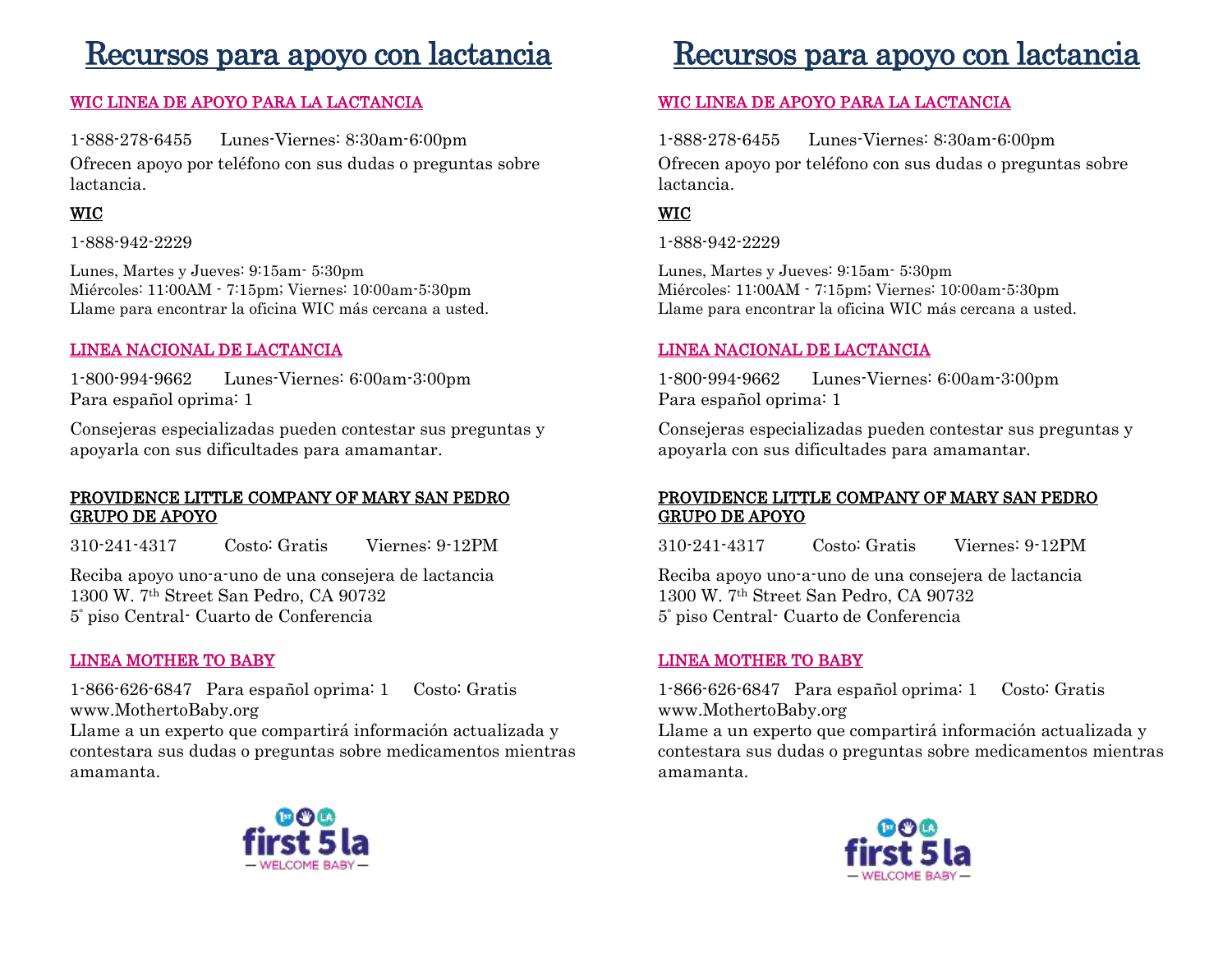# Recursos para apoyo con lactancia

**WIC LINEA DE APOYO PARA LA LACTANCIA**

1-888-278-6455 Lunes-Viernes: 8:30am-6:00pm

Ofrecen apoyo por teléfono con sus dudas o preguntas sobre lactancia.

**WIC**

1-888-942-2229

Lunes, Martes y Jueves: 9:15am- 5:30pm
Miércoles: 11:00AM - 7:15pm; Viernes: 10:00am-5:30pm
Llame para encontrar la oficina WIC más cercana a usted.

**LINEA NACIONAL DE LACTANCIA**

1-800-994-9662 Lunes-Viernes: 6:00am-3:00pm
Para español oprima: 1

Consejeras especializadas pueden contestar sus preguntas y apoyarla con sus dificultades para amamantar.

**PROVIDENCE LITTLE COMPANY OF MARY SAN PEDRO GRUPO DE APOYO**

310-241-4317 Costo: Gratis Viernes: 9-12PM

Reciba apoyo uno-a-uno de una consejera de lactancia
1300 W. 7th Street San Pedro, CA 90732
5° piso Central- Cuarto de Conferencia

**LINEA MOTHER TO BABY**

1-866-626-6847 Para español oprima: 1 Costo: Gratis
www.MothertoBaby.org
Llame a un experto que compartirá información actualizada y contestara sus dudas o preguntas sobre medicamentos mientras amamanta.

first 5 la
— WELCOME BABY —

# Recursos para apoyo con lactancia

**WIC LINEA DE APOYO PARA LA LACTANCIA**

1-888-278-6455 Lunes-Viernes: 8:30am-6:00pm

Ofrecen apoyo por teléfono con sus dudas o preguntas sobre lactancia.

**WIC**

1-888-942-2229

Lunes, Martes y Jueves: 9:15am- 5:30pm
Miércoles: 11:00AM - 7:15pm; Viernes: 10:00am-5:30pm
Llame para encontrar la oficina WIC más cercana a usted.

**LINEA NACIONAL DE LACTANCIA**

1-800-994-9662 Lunes-Viernes: 6:00am-3:00pm
Para español oprima: 1

Consejeras especializadas pueden contestar sus preguntas y apoyarla con sus dificultades para amamantar.

**PROVIDENCE LITTLE COMPANY OF MARY SAN PEDRO GRUPO DE APOYO**

310-241-4317 Costo: Gratis Viernes: 9-12PM

Reciba apoyo uno-a-uno de una consejera de lactancia
1300 W. 7th Street San Pedro, CA 90732
5° piso Central- Cuarto de Conferencia

**LINEA MOTHER TO BABY**

1-866-626-6847 Para español oprima: 1 Costo: Gratis
www.MothertoBaby.org
Llame a un experto que compartirá información actualizada y contestara sus dudas o preguntas sobre medicamentos mientras amamanta.

first 5 la
— WELCOME BABY —